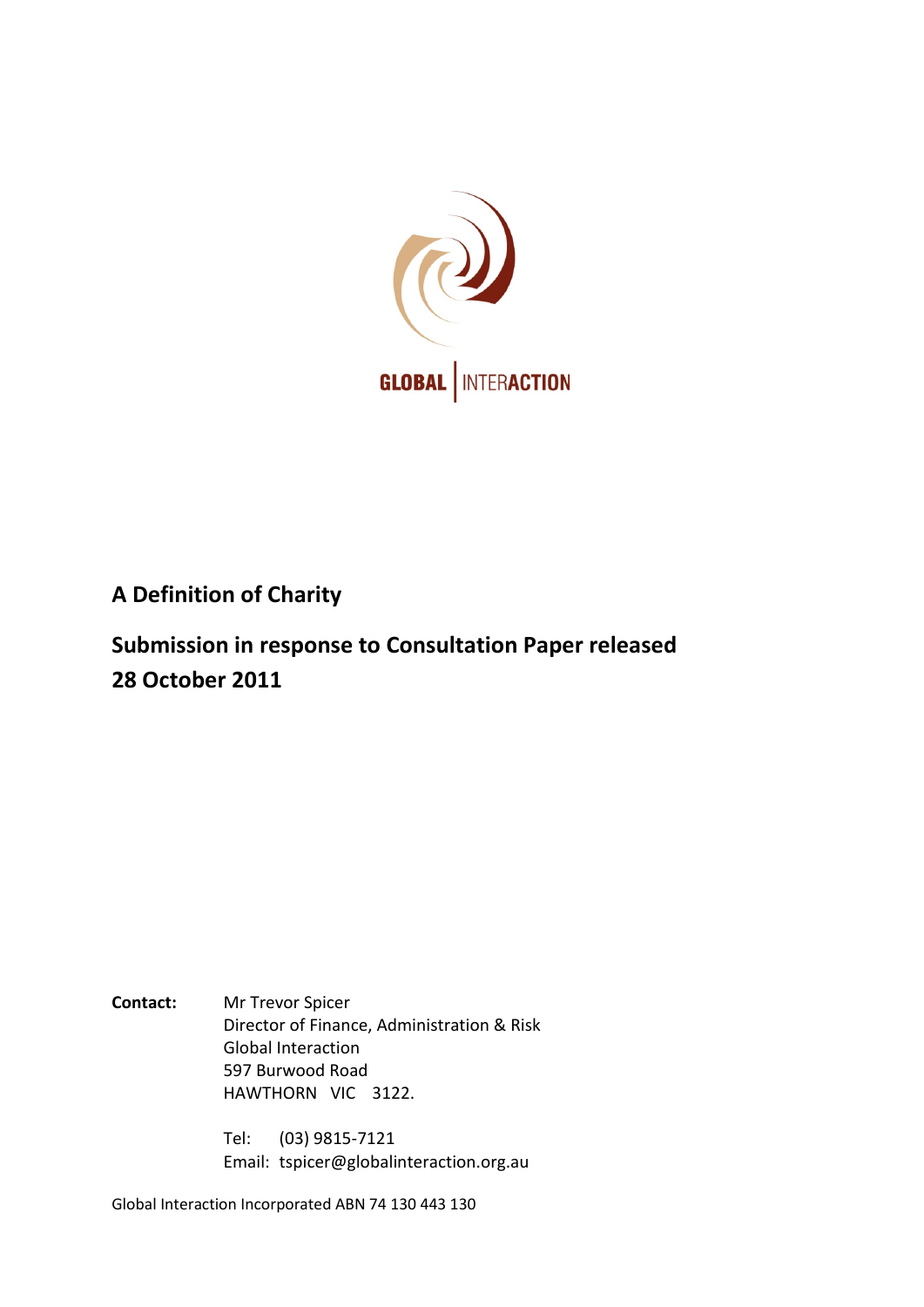GLOBAL | INTERACTION

# A Definition of Charity

## Submission in response to Consultation Paper released 28 October 2011

**Contact:** Mr Trevor Spicer
Director of Finance, Administration & Risk
Global Interaction
597 Burwood Road
HAWTHORN VIC 3122.

Tel: (03) 9815-7121
Email: tspicer@globalinteraction.org.au

Global Interaction Incorporated ABN 74 130 443 130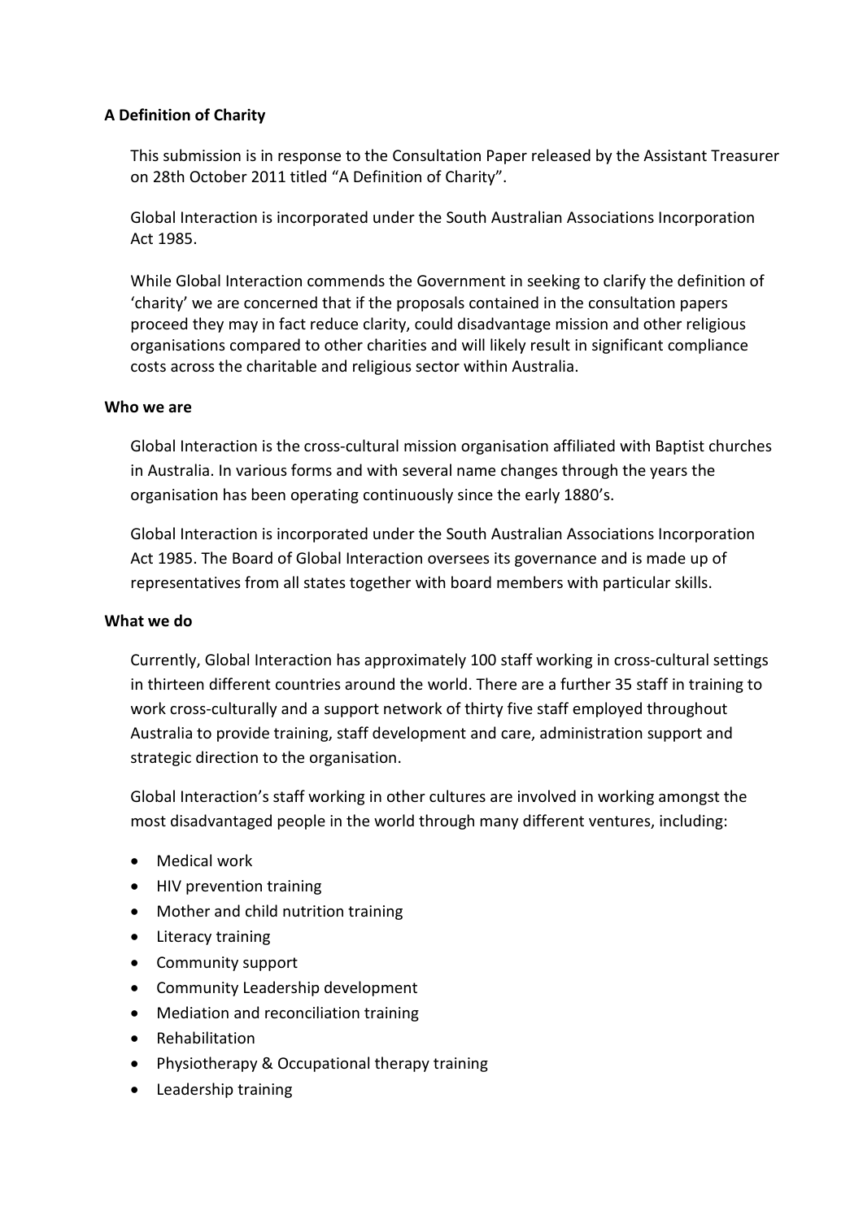**A Definition of Charity**

This submission is in response to the Consultation Paper released by the Assistant Treasurer on 28th October 2011 titled "A Definition of Charity".

Global Interaction is incorporated under the South Australian Associations Incorporation Act 1985.

While Global Interaction commends the Government in seeking to clarify the definition of 'charity' we are concerned that if the proposals contained in the consultation papers proceed they may in fact reduce clarity, could disadvantage mission and other religious organisations compared to other charities and will likely result in significant compliance costs across the charitable and religious sector within Australia.

**Who we are**

Global Interaction is the cross-cultural mission organisation affiliated with Baptist churches in Australia. In various forms and with several name changes through the years the organisation has been operating continuously since the early 1880's.

Global Interaction is incorporated under the South Australian Associations Incorporation Act 1985. The Board of Global Interaction oversees its governance and is made up of representatives from all states together with board members with particular skills.

**What we do**

Currently, Global Interaction has approximately 100 staff working in cross-cultural settings in thirteen different countries around the world. There are a further 35 staff in training to work cross-culturally and a support network of thirty five staff employed throughout Australia to provide training, staff development and care, administration support and strategic direction to the organisation.

Global Interaction's staff working in other cultures are involved in working amongst the most disadvantaged people in the world through many different ventures, including:

- Medical work
- HIV prevention training
- Mother and child nutrition training
- Literacy training
- Community support
- Community Leadership development
- Mediation and reconciliation training
- Rehabilitation
- Physiotherapy & Occupational therapy training
- Leadership training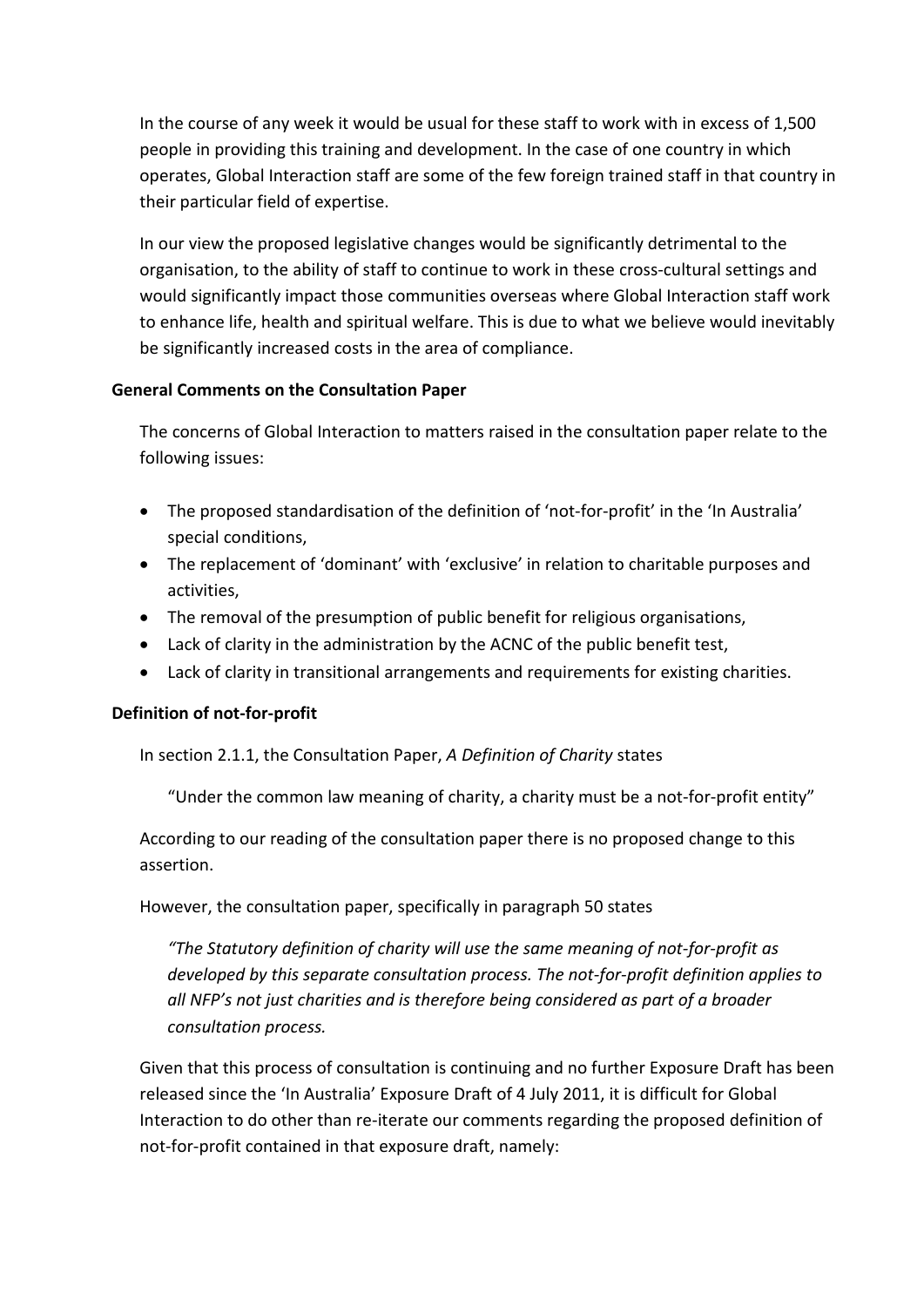In the course of any week it would be usual for these staff to work with in excess of 1,500 people in providing this training and development. In the case of one country in which operates, Global Interaction staff are some of the few foreign trained staff in that country in their particular field of expertise.

In our view the proposed legislative changes would be significantly detrimental to the organisation, to the ability of staff to continue to work in these cross-cultural settings and would significantly impact those communities overseas where Global Interaction staff work to enhance life, health and spiritual welfare. This is due to what we believe would inevitably be significantly increased costs in the area of compliance.

**General Comments on the Consultation Paper**

The concerns of Global Interaction to matters raised in the consultation paper relate to the following issues:

- The proposed standardisation of the definition of 'not-for-profit' in the 'In Australia' special conditions,
- The replacement of 'dominant' with 'exclusive' in relation to charitable purposes and activities,
- The removal of the presumption of public benefit for religious organisations,
- Lack of clarity in the administration by the ACNC of the public benefit test,
- Lack of clarity in transitional arrangements and requirements for existing charities.

**Definition of not-for-profit**

In section 2.1.1, the Consultation Paper, *A Definition of Charity* states

"Under the common law meaning of charity, a charity must be a not-for-profit entity"

According to our reading of the consultation paper there is no proposed change to this assertion.

However, the consultation paper, specifically in paragraph 50 states

*"The Statutory definition of charity will use the same meaning of not-for-profit as developed by this separate consultation process. The not-for-profit definition applies to all NFP's not just charities and is therefore being considered as part of a broader consultation process.*

Given that this process of consultation is continuing and no further Exposure Draft has been released since the 'In Australia' Exposure Draft of 4 July 2011, it is difficult for Global Interaction to do other than re-iterate our comments regarding the proposed definition of not-for-profit contained in that exposure draft, namely: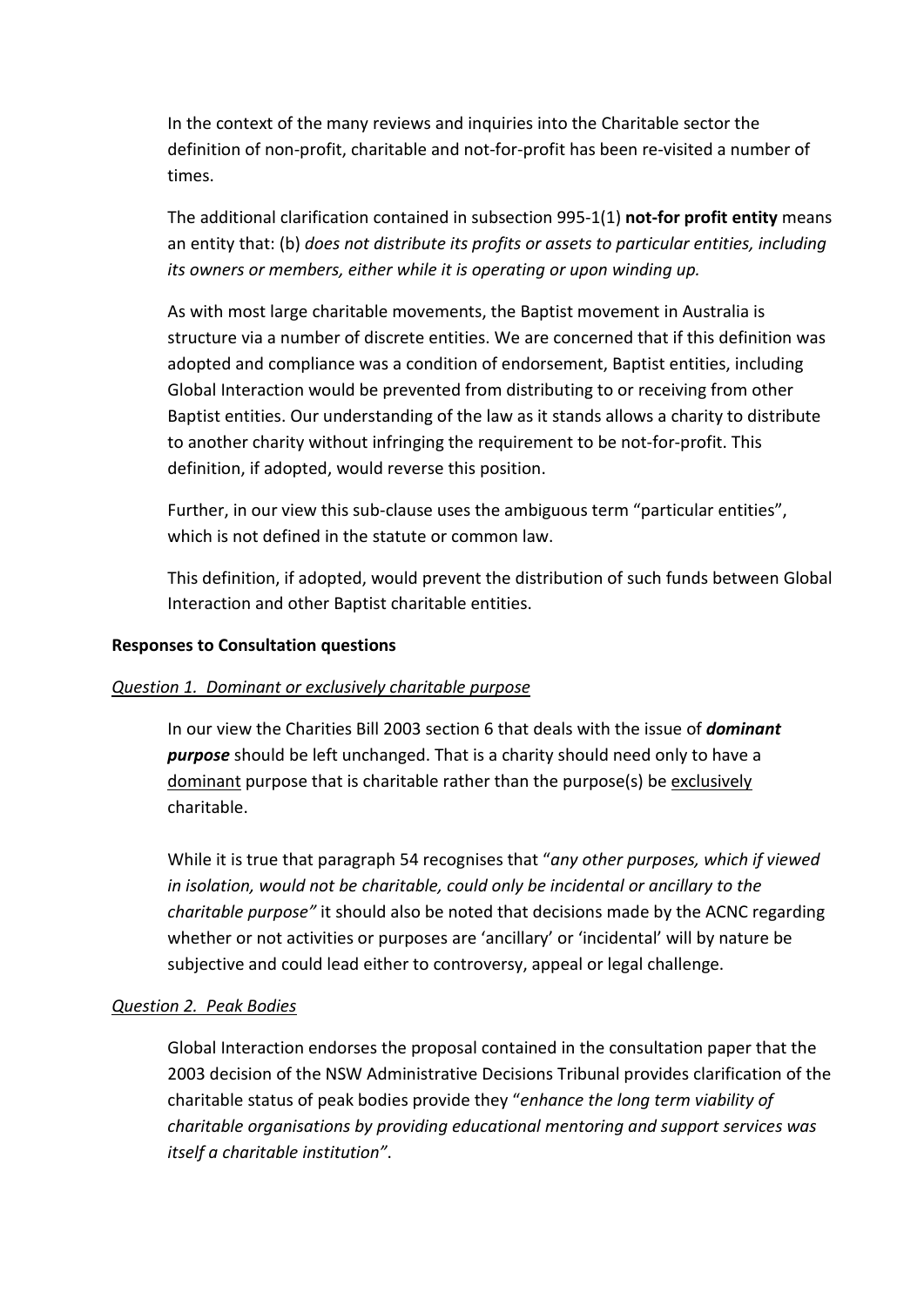In the context of the many reviews and inquiries into the Charitable sector the definition of non-profit, charitable and not-for-profit has been re-visited a number of times.

The additional clarification contained in subsection 995-1(1) **not-for profit entity** means an entity that: (b) *does not distribute its profits or assets to particular entities, including its owners or members, either while it is operating or upon winding up.*

As with most large charitable movements, the Baptist movement in Australia is structure via a number of discrete entities. We are concerned that if this definition was adopted and compliance was a condition of endorsement, Baptist entities, including Global Interaction would be prevented from distributing to or receiving from other Baptist entities. Our understanding of the law as it stands allows a charity to distribute to another charity without infringing the requirement to be not-for-profit. This definition, if adopted, would reverse this position.

Further, in our view this sub-clause uses the ambiguous term "particular entities", which is not defined in the statute or common law.

This definition, if adopted, would prevent the distribution of such funds between Global Interaction and other Baptist charitable entities.

**Responses to Consultation questions**

*Question 1. Dominant or exclusively charitable purpose*

In our view the Charities Bill 2003 section 6 that deals with the issue of ***dominant purpose*** should be left unchanged. That is a charity should need only to have a dominant purpose that is charitable rather than the purpose(s) be exclusively charitable.

While it is true that paragraph 54 recognises that "*any other purposes, which if viewed in isolation, would not be charitable, could only be incidental or ancillary to the charitable purpose"* it should also be noted that decisions made by the ACNC regarding whether or not activities or purposes are 'ancillary' or 'incidental' will by nature be subjective and could lead either to controversy, appeal or legal challenge.

*Question 2. Peak Bodies*

Global Interaction endorses the proposal contained in the consultation paper that the 2003 decision of the NSW Administrative Decisions Tribunal provides clarification of the charitable status of peak bodies provide they "*enhance the long term viability of charitable organisations by providing educational mentoring and support services was itself a charitable institution"*.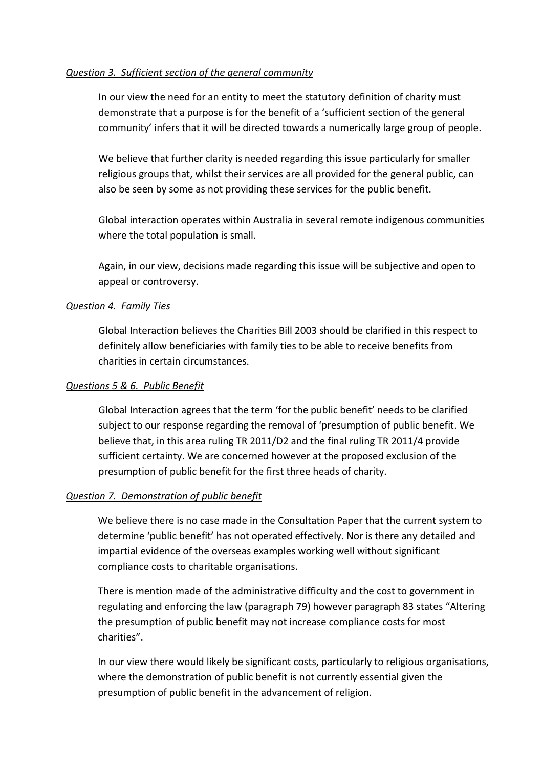*Question 3. Sufficient section of the general community*

In our view the need for an entity to meet the statutory definition of charity must demonstrate that a purpose is for the benefit of a 'sufficient section of the general community' infers that it will be directed towards a numerically large group of people.

We believe that further clarity is needed regarding this issue particularly for smaller religious groups that, whilst their services are all provided for the general public, can also be seen by some as not providing these services for the public benefit.

Global interaction operates within Australia in several remote indigenous communities where the total population is small.

Again, in our view, decisions made regarding this issue will be subjective and open to appeal or controversy.

*Question 4. Family Ties*

Global Interaction believes the Charities Bill 2003 should be clarified in this respect to definitely allow beneficiaries with family ties to be able to receive benefits from charities in certain circumstances.

*Questions 5 & 6. Public Benefit*

Global Interaction agrees that the term 'for the public benefit' needs to be clarified subject to our response regarding the removal of 'presumption of public benefit. We believe that, in this area ruling TR 2011/D2 and the final ruling TR 2011/4 provide sufficient certainty. We are concerned however at the proposed exclusion of the presumption of public benefit for the first three heads of charity.

*Question 7. Demonstration of public benefit*

We believe there is no case made in the Consultation Paper that the current system to determine 'public benefit' has not operated effectively. Nor is there any detailed and impartial evidence of the overseas examples working well without significant compliance costs to charitable organisations.

There is mention made of the administrative difficulty and the cost to government in regulating and enforcing the law (paragraph 79) however paragraph 83 states "Altering the presumption of public benefit may not increase compliance costs for most charities".

In our view there would likely be significant costs, particularly to religious organisations, where the demonstration of public benefit is not currently essential given the presumption of public benefit in the advancement of religion.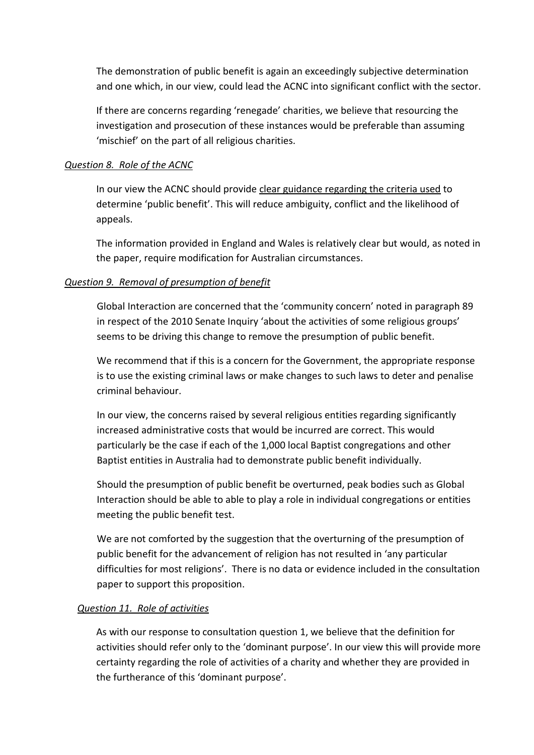The demonstration of public benefit is again an exceedingly subjective determination and one which, in our view, could lead the ACNC into significant conflict with the sector.

If there are concerns regarding 'renegade' charities, we believe that resourcing the investigation and prosecution of these instances would be preferable than assuming 'mischief' on the part of all religious charities.

*Question 8. Role of the ACNC*

In our view the ACNC should provide clear guidance regarding the criteria used to determine 'public benefit'. This will reduce ambiguity, conflict and the likelihood of appeals.

The information provided in England and Wales is relatively clear but would, as noted in the paper, require modification for Australian circumstances.

*Question 9. Removal of presumption of benefit*

Global Interaction are concerned that the 'community concern' noted in paragraph 89 in respect of the 2010 Senate Inquiry 'about the activities of some religious groups' seems to be driving this change to remove the presumption of public benefit.

We recommend that if this is a concern for the Government, the appropriate response is to use the existing criminal laws or make changes to such laws to deter and penalise criminal behaviour.

In our view, the concerns raised by several religious entities regarding significantly increased administrative costs that would be incurred are correct. This would particularly be the case if each of the 1,000 local Baptist congregations and other Baptist entities in Australia had to demonstrate public benefit individually.

Should the presumption of public benefit be overturned, peak bodies such as Global Interaction should be able to able to play a role in individual congregations or entities meeting the public benefit test.

We are not comforted by the suggestion that the overturning of the presumption of public benefit for the advancement of religion has not resulted in 'any particular difficulties for most religions'. There is no data or evidence included in the consultation paper to support this proposition.

*Question 11. Role of activities*

As with our response to consultation question 1, we believe that the definition for activities should refer only to the 'dominant purpose'. In our view this will provide more certainty regarding the role of activities of a charity and whether they are provided in the furtherance of this 'dominant purpose'.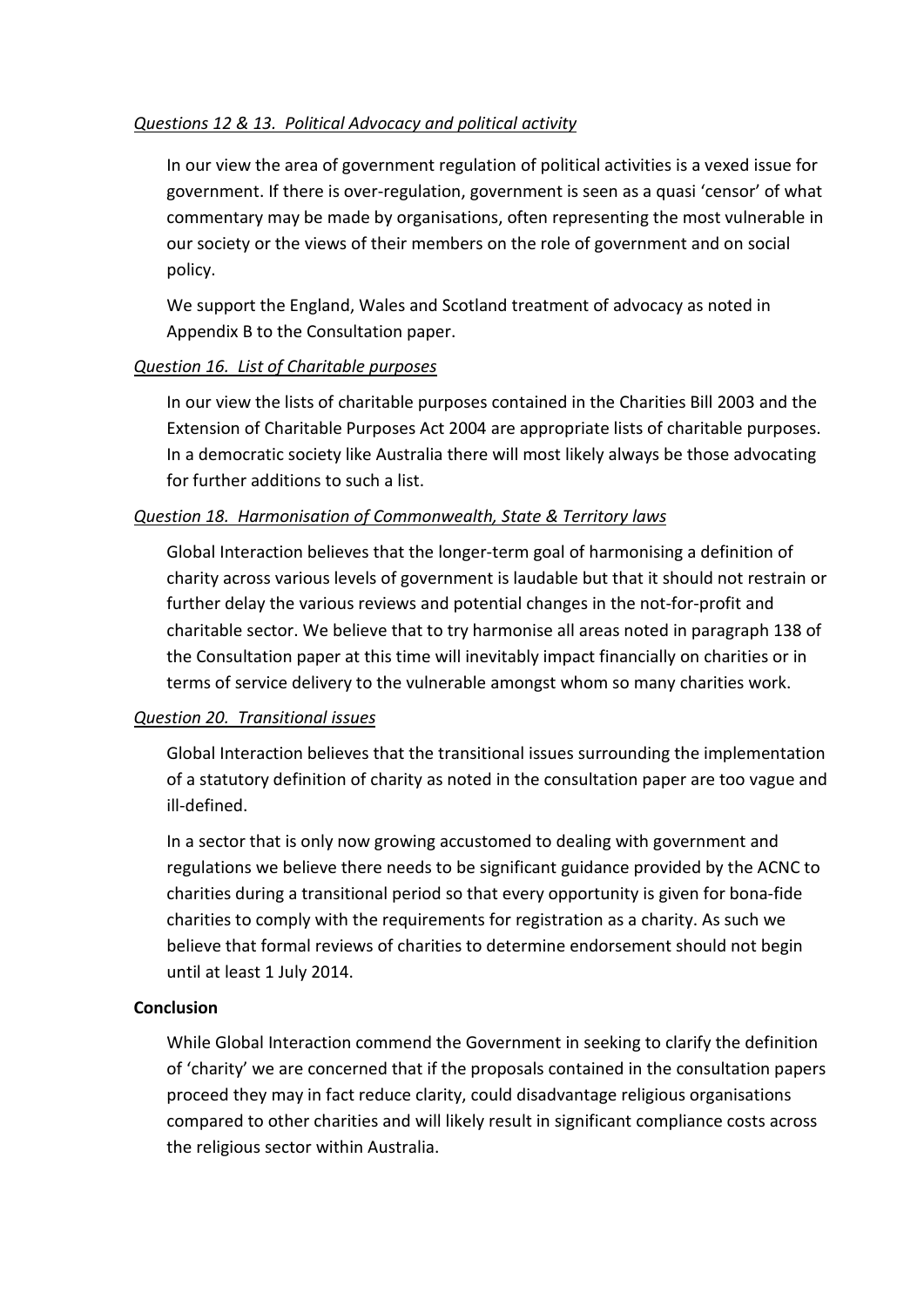*Questions 12 & 13. Political Advocacy and political activity*

In our view the area of government regulation of political activities is a vexed issue for government. If there is over-regulation, government is seen as a quasi 'censor' of what commentary may be made by organisations, often representing the most vulnerable in our society or the views of their members on the role of government and on social policy.

We support the England, Wales and Scotland treatment of advocacy as noted in Appendix B to the Consultation paper.

*Question 16. List of Charitable purposes*

In our view the lists of charitable purposes contained in the Charities Bill 2003 and the Extension of Charitable Purposes Act 2004 are appropriate lists of charitable purposes. In a democratic society like Australia there will most likely always be those advocating for further additions to such a list.

*Question 18. Harmonisation of Commonwealth, State & Territory laws*

Global Interaction believes that the longer-term goal of harmonising a definition of charity across various levels of government is laudable but that it should not restrain or further delay the various reviews and potential changes in the not-for-profit and charitable sector. We believe that to try harmonise all areas noted in paragraph 138 of the Consultation paper at this time will inevitably impact financially on charities or in terms of service delivery to the vulnerable amongst whom so many charities work.

*Question 20. Transitional issues*

Global Interaction believes that the transitional issues surrounding the implementation of a statutory definition of charity as noted in the consultation paper are too vague and ill-defined.

In a sector that is only now growing accustomed to dealing with government and regulations we believe there needs to be significant guidance provided by the ACNC to charities during a transitional period so that every opportunity is given for bona-fide charities to comply with the requirements for registration as a charity. As such we believe that formal reviews of charities to determine endorsement should not begin until at least 1 July 2014.

**Conclusion**

While Global Interaction commend the Government in seeking to clarify the definition of 'charity' we are concerned that if the proposals contained in the consultation papers proceed they may in fact reduce clarity, could disadvantage religious organisations compared to other charities and will likely result in significant compliance costs across the religious sector within Australia.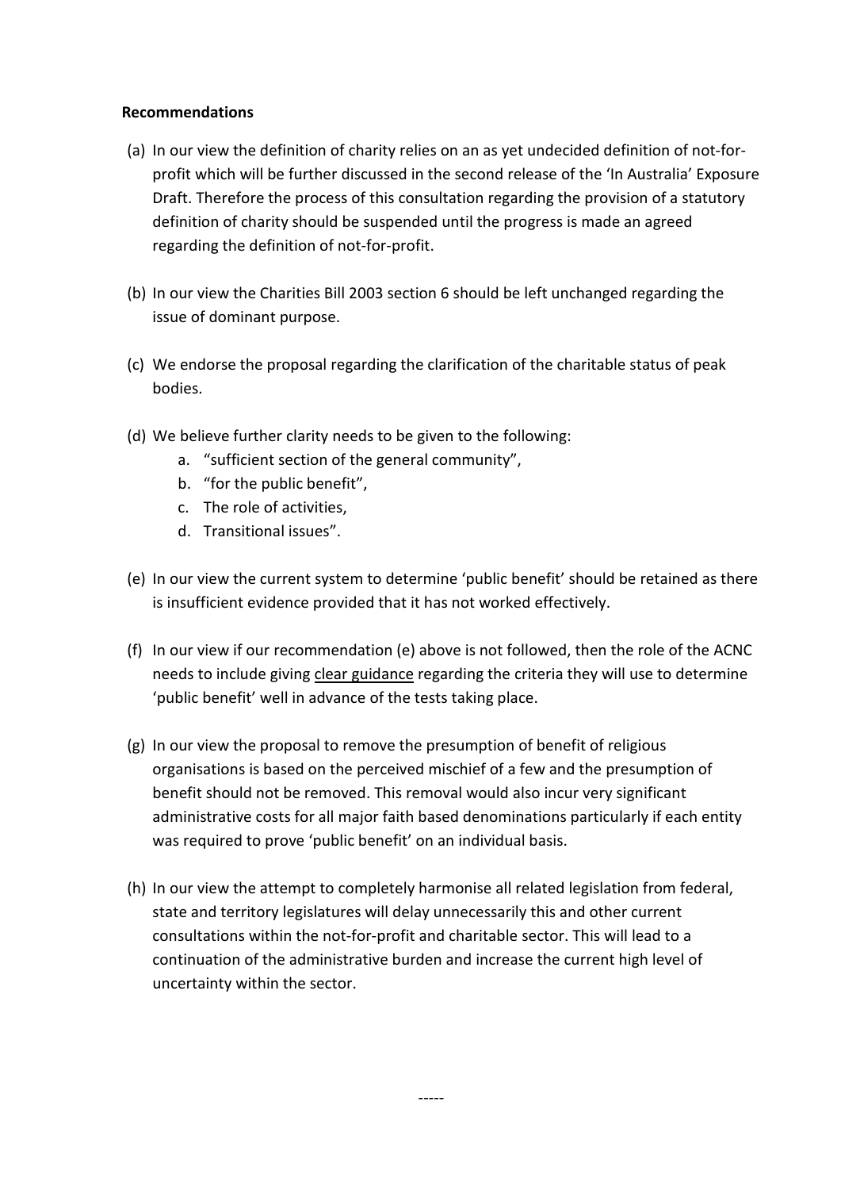**Recommendations**

(a) In our view the definition of charity relies on an as yet undecided definition of not-for-profit which will be further discussed in the second release of the 'In Australia' Exposure Draft. Therefore the process of this consultation regarding the provision of a statutory definition of charity should be suspended until the progress is made an agreed regarding the definition of not-for-profit.

(b) In our view the Charities Bill 2003 section 6 should be left unchanged regarding the issue of dominant purpose.

(c) We endorse the proposal regarding the clarification of the charitable status of peak bodies.

(d) We believe further clarity needs to be given to the following:
   a. "sufficient section of the general community",
   b. "for the public benefit",
   c. The role of activities,
   d. Transitional issues".

(e) In our view the current system to determine 'public benefit' should be retained as there is insufficient evidence provided that it has not worked effectively.

(f) In our view if our recommendation (e) above is not followed, then the role of the ACNC needs to include giving <u>clear guidance</u> regarding the criteria they will use to determine 'public benefit' well in advance of the tests taking place.

(g) In our view the proposal to remove the presumption of benefit of religious organisations is based on the perceived mischief of a few and the presumption of benefit should not be removed. This removal would also incur very significant administrative costs for all major faith based denominations particularly if each entity was required to prove 'public benefit' on an individual basis.

(h) In our view the attempt to completely harmonise all related legislation from federal, state and territory legislatures will delay unnecessarily this and other current consultations within the not-for-profit and charitable sector. This will lead to a continuation of the administrative burden and increase the current high level of uncertainty within the sector.

-----